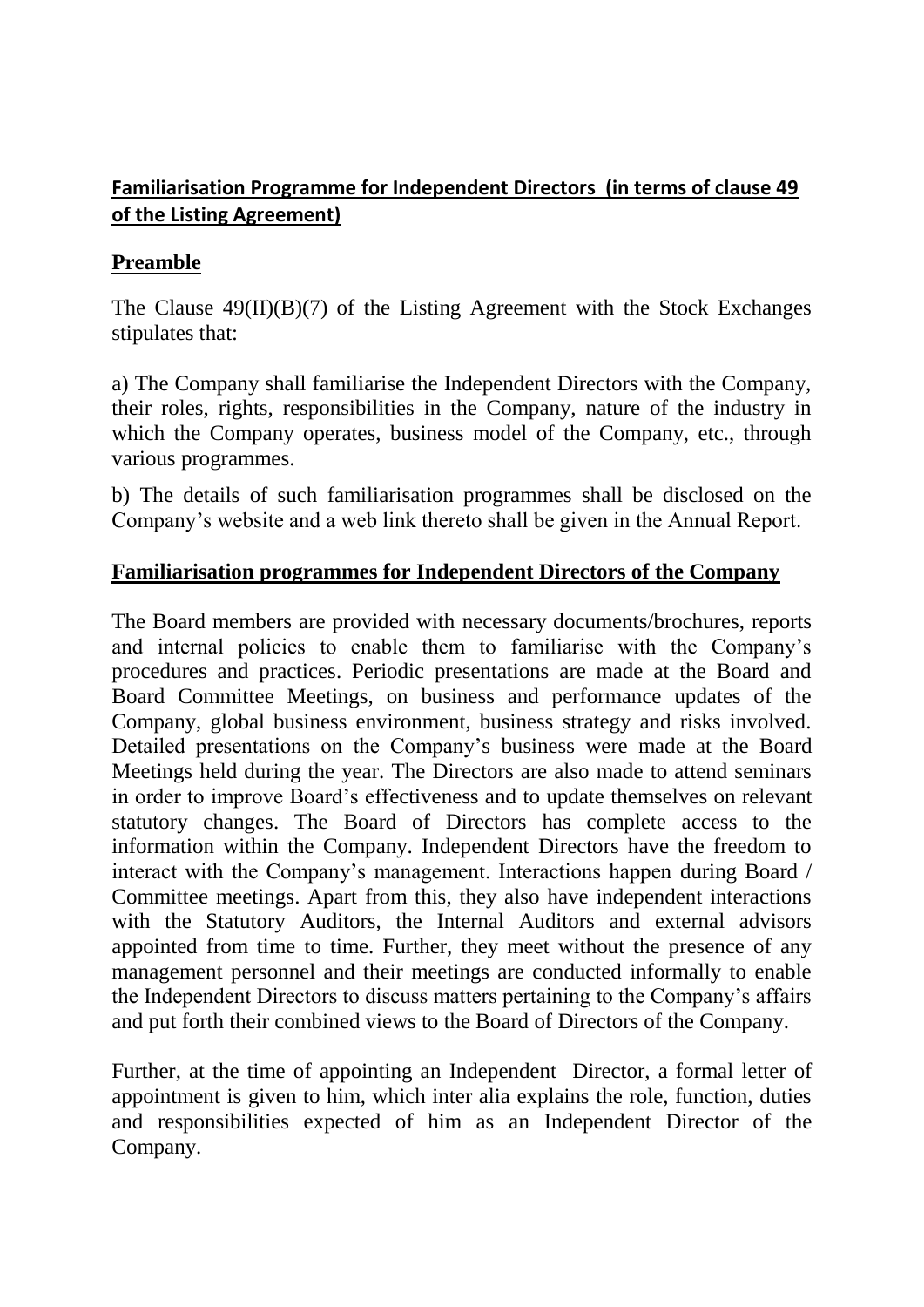## Familiarisation Programme for Independent Directors (in terms of clause 49 of the Listing Agreement)

## Preamble

The Clause 49(II)(B)(7) of the Listing Agreement with the Stock Exchanges stipulates that:

a) The Company shall familiarise the Independent Directors with the Company, their roles, rights, responsibilities in the Company, nature of the industry in which the Company operates, business model of the Company, etc., through various programmes.

b) The details of such familiarisation programmes shall be disclosed on the Company's website and a web link thereto shall be given in the Annual Report.

## Familiarisation programmes for Independent Directors of the Company

The Board members are provided with necessary documents/brochures, reports and internal policies to enable them to familiarise with the Company's procedures and practices. Periodic presentations are made at the Board and Board Committee Meetings, on business and performance updates of the Company, global business environment, business strategy and risks involved. Detailed presentations on the Company's business were made at the Board Meetings held during the year. The Directors are also made to attend seminars in order to improve Board's effectiveness and to update themselves on relevant statutory changes. The Board of Directors has complete access to the information within the Company. Independent Directors have the freedom to interact with the Company's management. Interactions happen during Board / Committee meetings. Apart from this, they also have independent interactions with the Statutory Auditors, the Internal Auditors and external advisors appointed from time to time. Further, they meet without the presence of any management personnel and their meetings are conducted informally to enable the Independent Directors to discuss matters pertaining to the Company's affairs and put forth their combined views to the Board of Directors of the Company.

Further, at the time of appointing an Independent Director, a formal letter of appointment is given to him, which inter alia explains the role, function, duties and responsibilities expected of him as an Independent Director of the Company.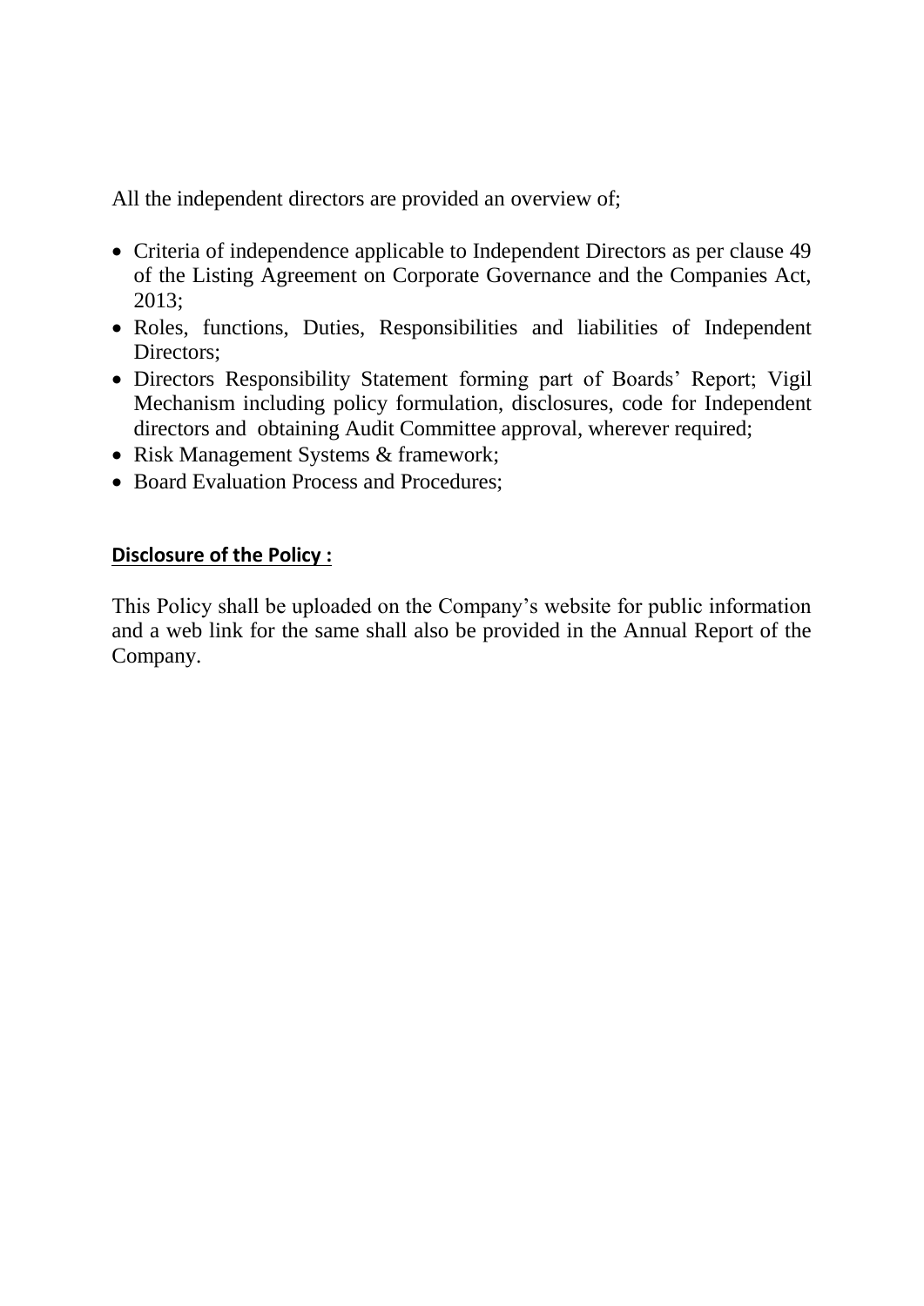All the independent directors are provided an overview of;

- Criteria of independence applicable to Independent Directors as per clause 49 of the Listing Agreement on Corporate Governance and the Companies Act, 2013;
- Roles, functions, Duties, Responsibilities and liabilities of Independent Directors;
- Directors Responsibility Statement forming part of Boards' Report; Vigil Mechanism including policy formulation, disclosures, code for Independent directors and obtaining Audit Committee approval, wherever required;
- Risk Management Systems & framework;
- Board Evaluation Process and Procedures;

**Disclosure of the Policy :**

This Policy shall be uploaded on the Company's website for public information and a web link for the same shall also be provided in the Annual Report of the Company.